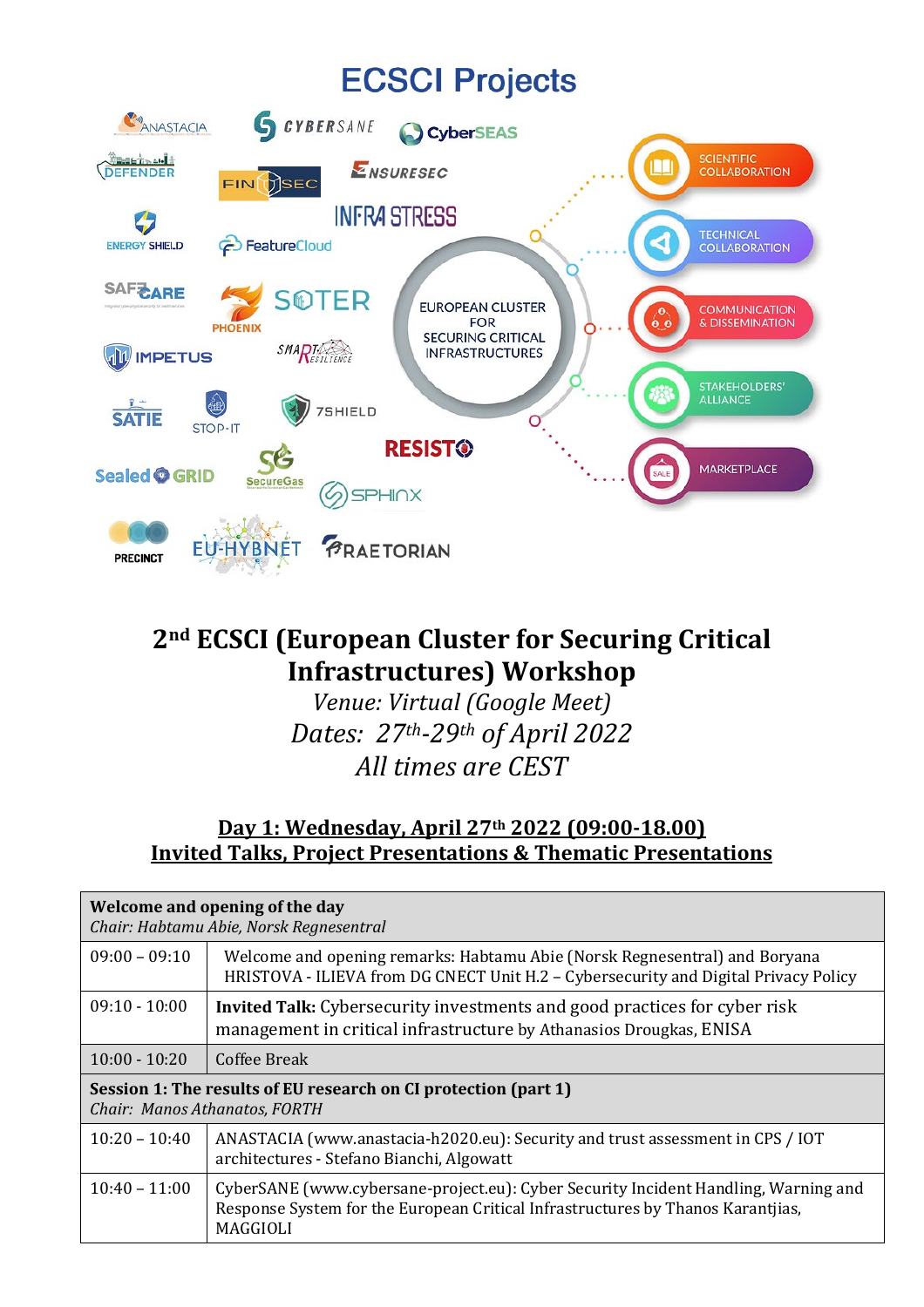# ECSCI Projects

ANASTACIA, CYBERSANE, CyberSEAS, DEFENDER, FINSEC, ENSURESEC, INFRA STRESS, ENERGY SHIELD, FeatureCloud, SAFECARE, PHOENIX, SOTER, IMPETUS, SMART RESILIENCE, SATIE, STOP-IT, 7SHIELD, RESISTO, Sealed GRID, SecureGas, SPHINX, PRECINCT, EU-HYBNET, PRAETORIAN

EUROPEAN CLUSTER FOR SECURING CRITICAL INFRASTRUCTURES

- SCIENTIFIC COLLABORATION
- TECHNICAL COLLABORATION
- COMMUNICATION & DISSEMINATION
- STAKEHOLDERS' ALLIANCE
- MARKETPLACE

# 2nd ECSCI (European Cluster for Securing Critical Infrastructures) Workshop

*Venue: Virtual (Google Meet)*

*Dates: 27th-29th of April 2022*

*All times are CEST*

## Day 1: Wednesday, April 27th 2022 (09:00-18.00)
## Invited Talks, Project Presentations & Thematic Presentations

| **Welcome and opening of the day**<br>*Chair: Habtamu Abie, Norsk Regnesentral* | |
|---|---|
| 09:00 – 09:10 | Welcome and opening remarks: Habtamu Abie (Norsk Regnesentral) and Boryana HRISTOVA - ILIEVA from DG CNECT Unit H.2 – Cybersecurity and Digital Privacy Policy |
| 09:10 - 10:00 | **Invited Talk:** Cybersecurity investments and good practices for cyber risk management in critical infrastructure by Athanasios Drougkas, ENISA |
| 10:00 - 10:20 | Coffee Break |
| **Session 1: The results of EU research on CI protection (part 1)**<br>*Chair: Manos Athanatos, FORTH* | |
| 10:20 – 10:40 | ANASTACIA (www.anastacia-h2020.eu): Security and trust assessment in CPS / IOT architectures - Stefano Bianchi, Algowatt |
| 10:40 – 11:00 | CyberSANE (www.cybersane-project.eu): Cyber Security Incident Handling, Warning and Response System for the European Critical Infrastructures by Thanos Karantjias, MAGGIOLI |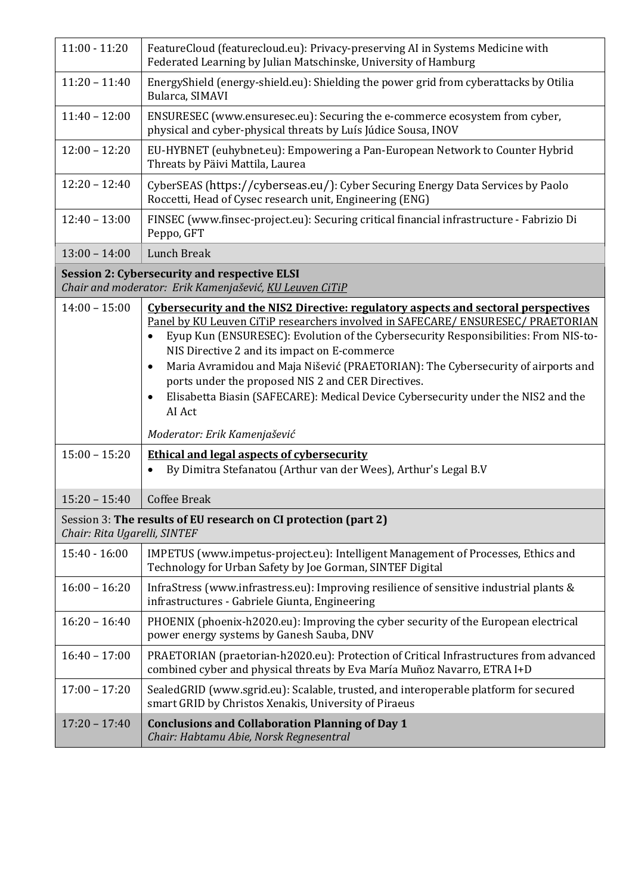| | |
|---|---|
| 11:00 - 11:20 | FeatureCloud (featurecloud.eu): Privacy-preserving AI in Systems Medicine with Federated Learning by Julian Matschinske, University of Hamburg |
| 11:20 – 11:40 | EnergyShield (energy-shield.eu): Shielding the power grid from cyberattacks by Otilia Bularca, SIMAVI |
| 11:40 – 12:00 | ENSURESEC (www.ensuresec.eu): Securing the e-commerce ecosystem from cyber, physical and cyber-physical threats by Luís Júdice Sousa, INOV |
| 12:00 – 12:20 | EU-HYBNET (euhybnet.eu): Empowering a Pan-European Network to Counter Hybrid Threats by Päivi Mattila, Laurea |
| 12:20 – 12:40 | CyberSEAS (https://cyberseas.eu/): Cyber Securing Energy Data Services by Paolo Roccetti, Head of Cysec research unit, Engineering (ENG) |
| 12:40 – 13:00 | FINSEC (www.finsec-project.eu): Securing critical financial infrastructure - Fabrizio Di Peppo, GFT |
| 13:00 – 14:00 | Lunch Break |
| **Session 2: Cybersecurity and respective ELSI** *Chair and moderator: Erik Kamenjašević, KU Leuven CiTiP* | |
| 14:00 – 15:00 | **Cybersecurity and the NIS2 Directive: regulatory aspects and sectoral perspectives** Panel by KU Leuven CiTiP researchers involved in SAFECARE/ ENSURESEC/ PRAETORIAN <br>• Eyup Kun (ENSURESEC): Evolution of the Cybersecurity Responsibilities: From NIS-to-NIS Directive 2 and its impact on E-commerce <br>• Maria Avramidou and Maja Nišević (PRAETORIAN): The Cybersecurity of airports and ports under the proposed NIS 2 and CER Directives. <br>• Elisabetta Biasin (SAFECARE): Medical Device Cybersecurity under the NIS2 and the AI Act <br>*Moderator: Erik Kamenjašević* |
| 15:00 – 15:20 | **Ethical and legal aspects of cybersecurity** <br>• By Dimitra Stefanatou (Arthur van der Wees), Arthur's Legal B.V |
| 15:20 – 15:40 | Coffee Break |
| Session 3: **The results of EU research on CI protection (part 2)** *Chair: Rita Ugarelli, SINTEF* | |
| 15:40 - 16:00 | IMPETUS (www.impetus-project.eu): Intelligent Management of Processes, Ethics and Technology for Urban Safety by Joe Gorman, SINTEF Digital |
| 16:00 – 16:20 | InfraStress (www.infrastress.eu): Improving resilience of sensitive industrial plants & infrastructures - Gabriele Giunta, Engineering |
| 16:20 – 16:40 | PHOENIX (phoenix-h2020.eu): Improving the cyber security of the European electrical power energy systems by Ganesh Sauba, DNV |
| 16:40 – 17:00 | PRAETORIAN (praetorian-h2020.eu): Protection of Critical Infrastructures from advanced combined cyber and physical threats by Eva María Muñoz Navarro, ETRA I+D |
| 17:00 – 17:20 | SealedGRID (www.sgrid.eu): Scalable, trusted, and interoperable platform for secured smart GRID by Christos Xenakis, University of Piraeus |
| 17:20 – 17:40 | **Conclusions and Collaboration Planning of Day 1** *Chair: Habtamu Abie, Norsk Regnesentral* |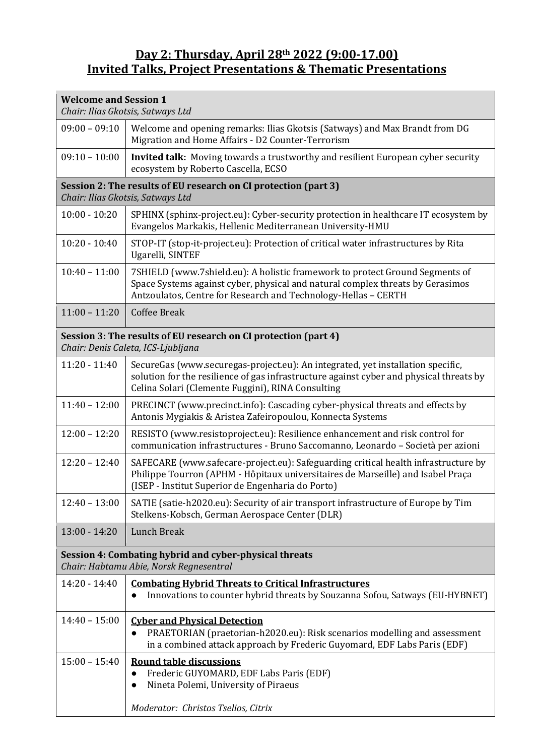## Day 2: Thursday, April 28th 2022 (9:00-17.00)
## Invited Talks, Project Presentations & Thematic Presentations

| **Welcome and Session 1**<br>*Chair: Ilias Gkotsis, Satways Ltd* | |
|---|---|
| 09:00 – 09:10 | Welcome and opening remarks: Ilias Gkotsis (Satways) and Max Brandt from DG Migration and Home Affairs - D2 Counter-Terrorism |
| 09:10 – 10:00 | **Invited talk:** Moving towards a trustworthy and resilient European cyber security ecosystem by Roberto Cascella, ECSO |
| **Session 2: The results of EU research on CI protection (part 3)**<br>*Chair: Ilias Gkotsis, Satways Ltd* | |
| 10:00 - 10:20 | SPHINX (sphinx-project.eu): Cyber-security protection in healthcare IT ecosystem by Evangelos Markakis, Hellenic Mediterranean University-HMU |
| 10:20 - 10:40 | STOP-IT (stop-it-project.eu): Protection of critical water infrastructures by Rita Ugarelli, SINTEF |
| 10:40 – 11:00 | 7SHIELD (www.7shield.eu): A holistic framework to protect Ground Segments of Space Systems against cyber, physical and natural complex threats by Gerasimos Antzoulatos, Centre for Research and Technology-Hellas – CERTH |
| 11:00 – 11:20 | Coffee Break |
| **Session 3: The results of EU research on CI protection (part 4)**<br>*Chair: Denis Caleta, ICS-Ljubljana* | |
| 11:20 - 11:40 | SecureGas (www.securegas-project.eu): An integrated, yet installation specific, solution for the resilience of gas infrastructure against cyber and physical threats by Celina Solari (Clemente Fuggini), RINA Consulting |
| 11:40 – 12:00 | PRECINCT (www.precinct.info): Cascading cyber-physical threats and effects by Antonis Mygiakis & Aristea Zafeiropoulou, Konnecta Systems |
| 12:00 – 12:20 | RESISTO (www.resistoproject.eu): Resilience enhancement and risk control for communication infrastructures - Bruno Saccomanno, Leonardo – Società per azioni |
| 12:20 – 12:40 | SAFECARE (www.safecare-project.eu): Safeguarding critical health infrastructure by Philippe Tourron (APHM - Hôpitaux universitaires de Marseille) and Isabel Praça (ISEP - Institut Superior de Engenharia do Porto) |
| 12:40 – 13:00 | SATIE (satie-h2020.eu): Security of air transport infrastructure of Europe by Tim Stelkens-Kobsch, German Aerospace Center (DLR) |
| 13:00 - 14:20 | Lunch Break |
| **Session 4: Combating hybrid and cyber-physical threats**<br>*Chair: Habtamu Abie, Norsk Regnesentral* | |
| 14:20 - 14:40 | **Combating Hybrid Threats to Critical Infrastructures**<br>● Innovations to counter hybrid threats by Souzanna Sofou, Satways (EU-HYBNET) |
| 14:40 – 15:00 | **Cyber and Physical Detection**<br>● PRAETORIAN (praetorian-h2020.eu): Risk scenarios modelling and assessment in a combined attack approach by Frederic Guyomard, EDF Labs Paris (EDF) |
| 15:00 – 15:40 | **Round table discussions**<br>● Frederic GUYOMARD, EDF Labs Paris (EDF)<br>● Nineta Polemi, University of Piraeus<br><br>*Moderator: Christos Tselios, Citrix* |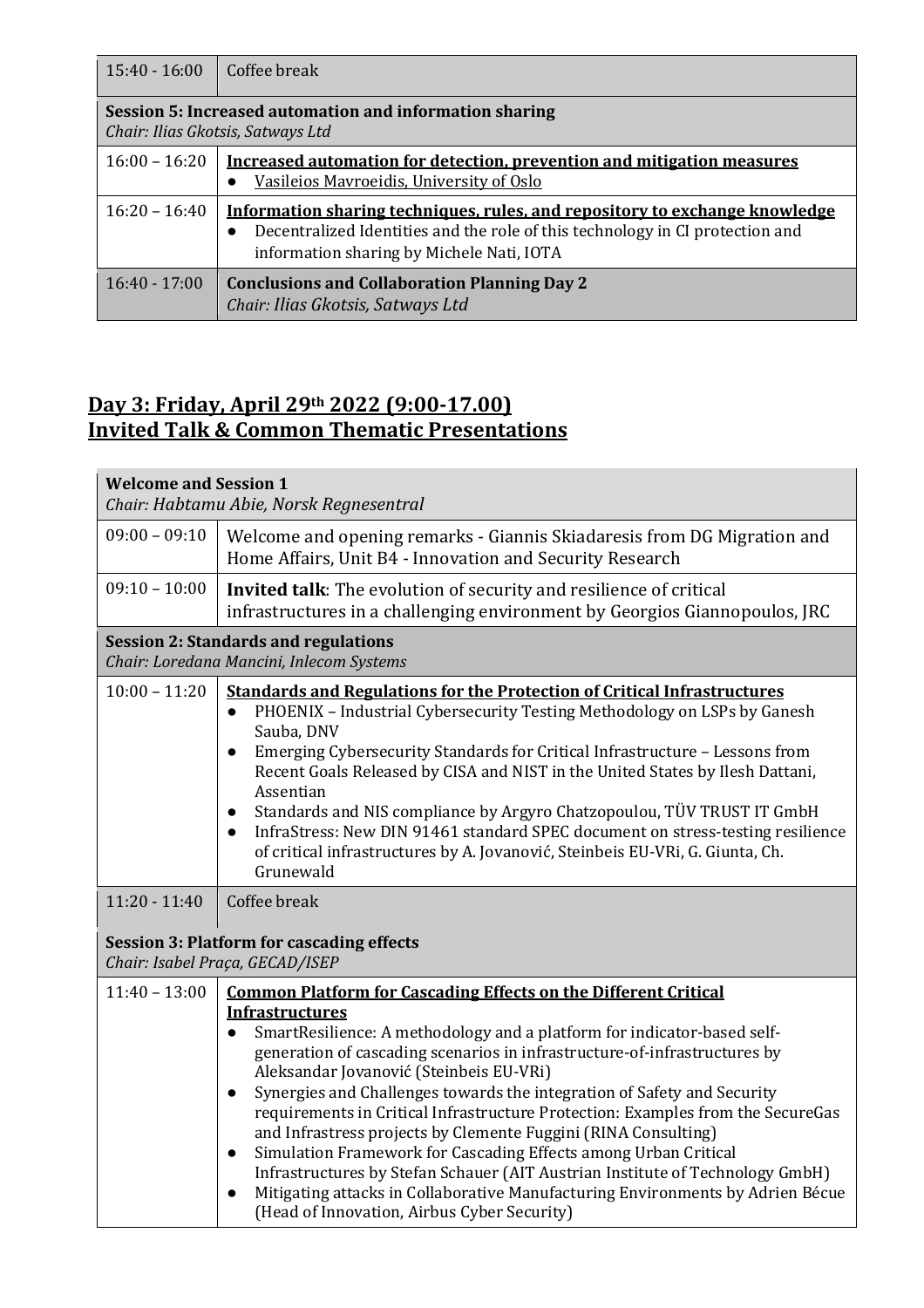| 15:40 - 16:00 | Coffee break |
|---|---|
| **Session 5: Increased automation and information sharing**<br>*Chair: Ilias Gkotsis, Satways Ltd* | |
| 16:00 – 16:20 | **Increased automation for detection, prevention and mitigation measures**<br>● Vasileios Mavroeidis, University of Oslo |
| 16:20 – 16:40 | **Information sharing techniques, rules, and repository to exchange knowledge**<br>● Decentralized Identities and the role of this technology in CI protection and information sharing by Michele Nati, IOTA |
| 16:40 - 17:00 | **Conclusions and Collaboration Planning Day 2**<br>*Chair: Ilias Gkotsis, Satways Ltd* |

## Day 3: Friday, April 29th 2022 (9:00-17.00)
## Invited Talk & Common Thematic Presentations

| **Welcome and Session 1**<br>*Chair: Habtamu Abie, Norsk Regnesentral* | |
|---|---|
| 09:00 – 09:10 | Welcome and opening remarks - Giannis Skiadaresis from DG Migration and Home Affairs, Unit B4 - Innovation and Security Research |
| 09:10 – 10:00 | **Invited talk**: The evolution of security and resilience of critical infrastructures in a challenging environment by Georgios Giannopoulos, JRC |
| **Session 2: Standards and regulations**<br>*Chair: Loredana Mancini, Inlecom Systems* | |
| 10:00 – 11:20 | **Standards and Regulations for the Protection of Critical Infrastructures**<br>● PHOENIX – Industrial Cybersecurity Testing Methodology on LSPs by Ganesh Sauba, DNV<br>● Emerging Cybersecurity Standards for Critical Infrastructure – Lessons from Recent Goals Released by CISA and NIST in the United States by Ilesh Dattani, Assentian<br>● Standards and NIS compliance by Argyro Chatzopoulou, TÜV TRUST IT GmbH<br>● InfraStress: New DIN 91461 standard SPEC document on stress-testing resilience of critical infrastructures by A. Jovanović, Steinbeis EU-VRi, G. Giunta, Ch. Grunewald |
| 11:20 - 11:40 | Coffee break |
| **Session 3: Platform for cascading effects**<br>*Chair: Isabel Praça, GECAD/ISEP* | |
| 11:40 – 13:00 | **Common Platform for Cascading Effects on the Different Critical Infrastructures**<br>● SmartResilience: A methodology and a platform for indicator-based self-generation of cascading scenarios in infrastructure-of-infrastructures by Aleksandar Jovanović (Steinbeis EU-VRi)<br>● Synergies and Challenges towards the integration of Safety and Security requirements in Critical Infrastructure Protection: Examples from the SecureGas and Infrastress projects by Clemente Fuggini (RINA Consulting)<br>● Simulation Framework for Cascading Effects among Urban Critical Infrastructures by Stefan Schauer (AIT Austrian Institute of Technology GmbH)<br>● Mitigating attacks in Collaborative Manufacturing Environments by Adrien Bécue (Head of Innovation, Airbus Cyber Security) |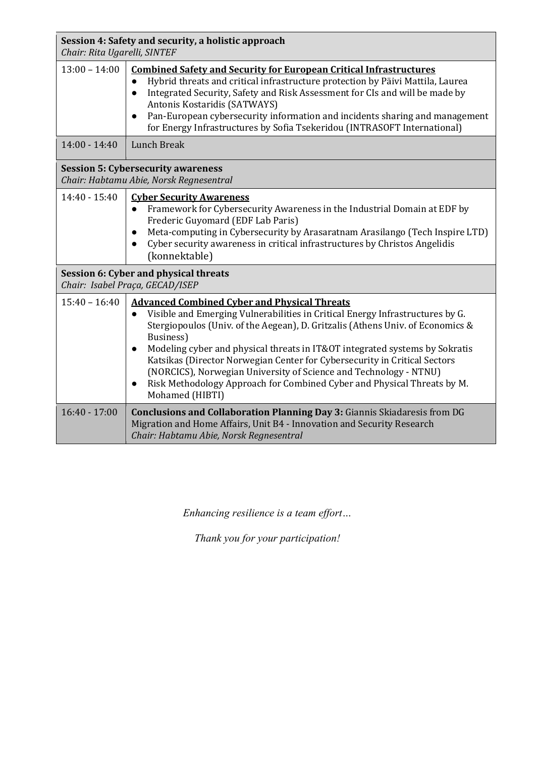| | |
|---|---|
| **Session 4: Safety and security, a holistic approach**<br>*Chair: Rita Ugarelli, SINTEF* | |
| 13:00 – 14:00 | **Combined Safety and Security for European Critical Infrastructures**<br>● Hybrid threats and critical infrastructure protection by Päivi Mattila, Laurea<br>● Integrated Security, Safety and Risk Assessment for CIs and will be made by Antonis Kostaridis (SATWAYS)<br>● Pan-European cybersecurity information and incidents sharing and management for Energy Infrastructures by Sofia Tsekeridou (INTRASOFT International) |
| 14:00 - 14:40 | Lunch Break |
| **Session 5: Cybersecurity awareness**<br>*Chair: Habtamu Abie, Norsk Regnesentral* | |
| 14:40 - 15:40 | **Cyber Security Awareness**<br>● Framework for Cybersecurity Awareness in the Industrial Domain at EDF by Frederic Guyomard (EDF Lab Paris)<br>● Meta-computing in Cybersecurity by Arasaratnam Arasilango (Tech Inspire LTD)<br>● Cyber security awareness in critical infrastructures by Christos Angelidis (konnektable) |
| **Session 6: Cyber and physical threats**<br>*Chair: Isabel Praça, GECAD/ISEP* | |
| 15:40 – 16:40 | **Advanced Combined Cyber and Physical Threats**<br>● Visible and Emerging Vulnerabilities in Critical Energy Infrastructures by G. Stergiopoulos (Univ. of the Aegean), D. Gritzalis (Athens Univ. of Economics & Business)<br>● Modeling cyber and physical threats in IT&OT integrated systems by Sokratis Katsikas (Director Norwegian Center for Cybersecurity in Critical Sectors (NORCICS), Norwegian University of Science and Technology - NTNU)<br>● Risk Methodology Approach for Combined Cyber and Physical Threats by M. Mohamed (HIBTI) |
| 16:40 - 17:00 | **Conclusions and Collaboration Planning Day 3:** Giannis Skiadaresis from DG Migration and Home Affairs, Unit B4 - Innovation and Security Research<br>*Chair: Habtamu Abie, Norsk Regnesentral* |

*Enhancing resilience is a team effort…*

*Thank you for your participation!*